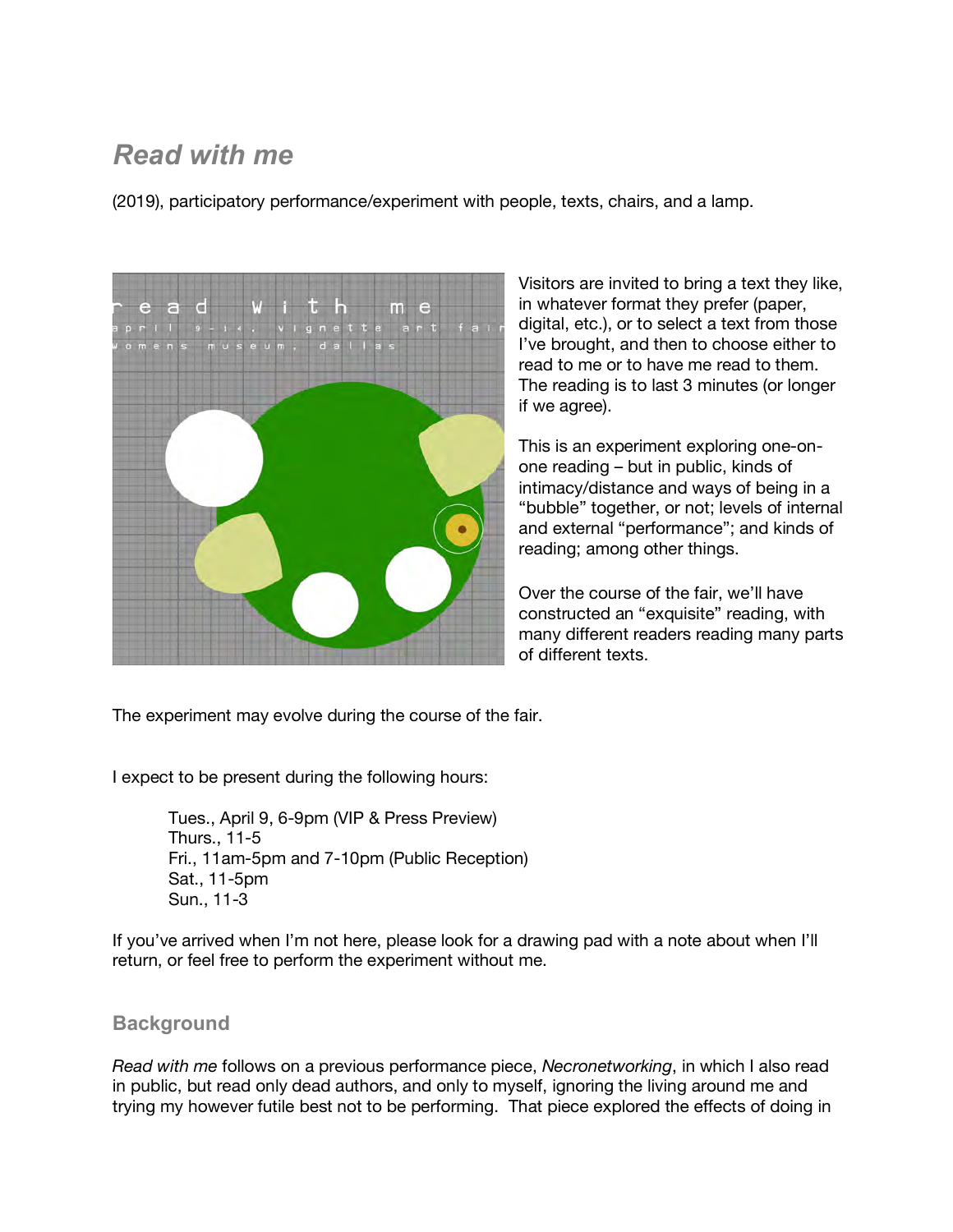## *Read with me*

(2019), participatory performance/experiment with people, texts, chairs, and a lamp.

Visitors are invited to bring a text they like, in whatever format they prefer (paper, digital, etc.), or to select a text from those I've brought, and then to choose either to read to me or to have me read to them. The reading is to last 3 minutes (or longer if we agree).

This is an experiment exploring one-on-one reading – but in public, kinds of intimacy/distance and ways of being in a "bubble" together, or not; levels of internal and external "performance"; and kinds of reading; among other things.

Over the course of the fair, we'll have constructed an "exquisite" reading, with many different readers reading many parts of different texts.

The experiment may evolve during the course of the fair.

I expect to be present during the following hours:

Tues., April 9, 6-9pm (VIP & Press Preview)
Thurs., 11-5
Fri., 11am-5pm and 7-10pm (Public Reception)
Sat., 11-5pm
Sun., 11-3

If you've arrived when I'm not here, please look for a drawing pad with a note about when I'll return, or feel free to perform the experiment without me.

### Background

*Read with me* follows on a previous performance piece, *Necronetworking*, in which I also read in public, but read only dead authors, and only to myself, ignoring the living around me and trying my however futile best not to be performing. That piece explored the effects of doing in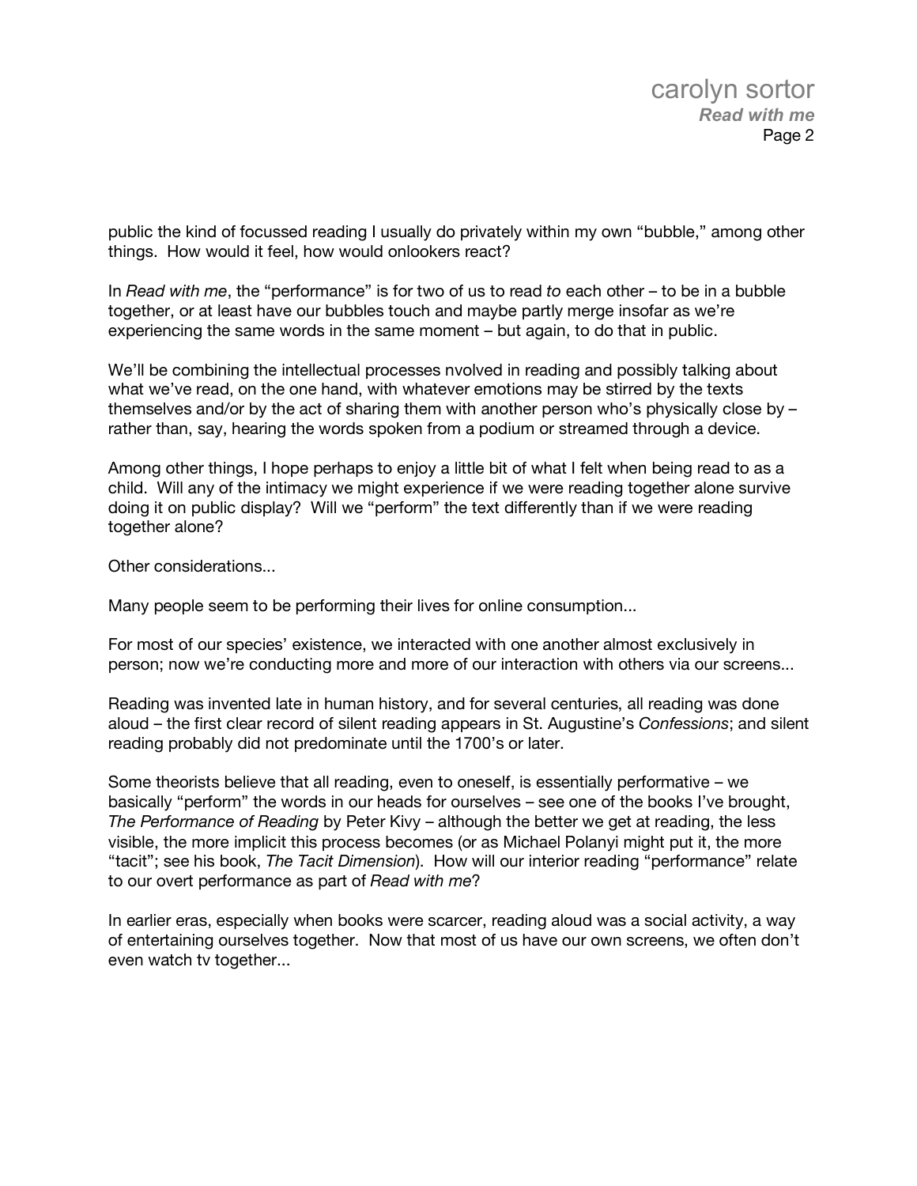public the kind of focussed reading I usually do privately within my own "bubble," among other things. How would it feel, how would onlookers react?

In *Read with me*, the "performance" is for two of us to read *to* each other – to be in a bubble together, or at least have our bubbles touch and maybe partly merge insofar as we're experiencing the same words in the same moment – but again, to do that in public.

We'll be combining the intellectual processes nvolved in reading and possibly talking about what we've read, on the one hand, with whatever emotions may be stirred by the texts themselves and/or by the act of sharing them with another person who's physically close by – rather than, say, hearing the words spoken from a podium or streamed through a device.

Among other things, I hope perhaps to enjoy a little bit of what I felt when being read to as a child. Will any of the intimacy we might experience if we were reading together alone survive doing it on public display? Will we "perform" the text differently than if we were reading together alone?

Other considerations...

Many people seem to be performing their lives for online consumption...

For most of our species' existence, we interacted with one another almost exclusively in person; now we're conducting more and more of our interaction with others via our screens...

Reading was invented late in human history, and for several centuries, all reading was done aloud – the first clear record of silent reading appears in St. Augustine's *Confessions*; and silent reading probably did not predominate until the 1700's or later.

Some theorists believe that all reading, even to oneself, is essentially performative – we basically "perform" the words in our heads for ourselves – see one of the books I've brought, *The Performance of Reading* by Peter Kivy – although the better we get at reading, the less visible, the more implicit this process becomes (or as Michael Polanyi might put it, the more "tacit"; see his book, *The Tacit Dimension*). How will our interior reading "performance" relate to our overt performance as part of *Read with me*?

In earlier eras, especially when books were scarcer, reading aloud was a social activity, a way of entertaining ourselves together. Now that most of us have our own screens, we often don't even watch tv together...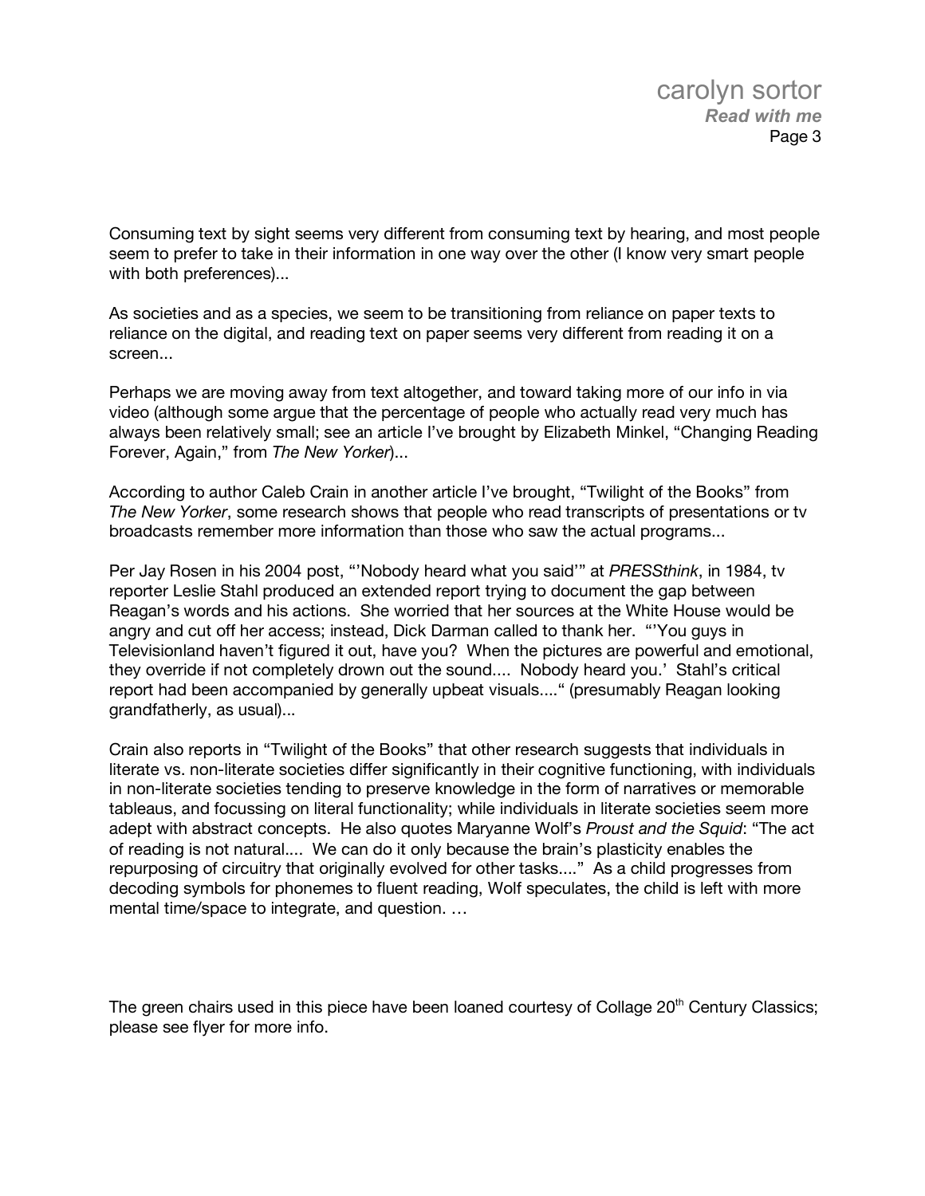Consuming text by sight seems very different from consuming text by hearing, and most people seem to prefer to take in their information in one way over the other (I know very smart people with both preferences)...

As societies and as a species, we seem to be transitioning from reliance on paper texts to reliance on the digital, and reading text on paper seems very different from reading it on a screen...

Perhaps we are moving away from text altogether, and toward taking more of our info in via video (although some argue that the percentage of people who actually read very much has always been relatively small; see an article I've brought by Elizabeth Minkel, "Changing Reading Forever, Again," from *The New Yorker*)...

According to author Caleb Crain in another article I've brought, "Twilight of the Books" from *The New Yorker*, some research shows that people who read transcripts of presentations or tv broadcasts remember more information than those who saw the actual programs...

Per Jay Rosen in his 2004 post, "'Nobody heard what you said'" at *PRESSthink*, in 1984, tv reporter Leslie Stahl produced an extended report trying to document the gap between Reagan's words and his actions. She worried that her sources at the White House would be angry and cut off her access; instead, Dick Darman called to thank her. "'You guys in Televisionland haven't figured it out, have you? When the pictures are powerful and emotional, they override if not completely drown out the sound.... Nobody heard you.' Stahl's critical report had been accompanied by generally upbeat visuals...." (presumably Reagan looking grandfatherly, as usual)...

Crain also reports in "Twilight of the Books" that other research suggests that individuals in literate vs. non-literate societies differ significantly in their cognitive functioning, with individuals in non-literate societies tending to preserve knowledge in the form of narratives or memorable tableaus, and focussing on literal functionality; while individuals in literate societies seem more adept with abstract concepts. He also quotes Maryanne Wolf's *Proust and the Squid*: "The act of reading is not natural.... We can do it only because the brain's plasticity enables the repurposing of circuitry that originally evolved for other tasks...." As a child progresses from decoding symbols for phonemes to fluent reading, Wolf speculates, the child is left with more mental time/space to integrate, and question. …

The green chairs used in this piece have been loaned courtesy of Collage 20th Century Classics; please see flyer for more info.